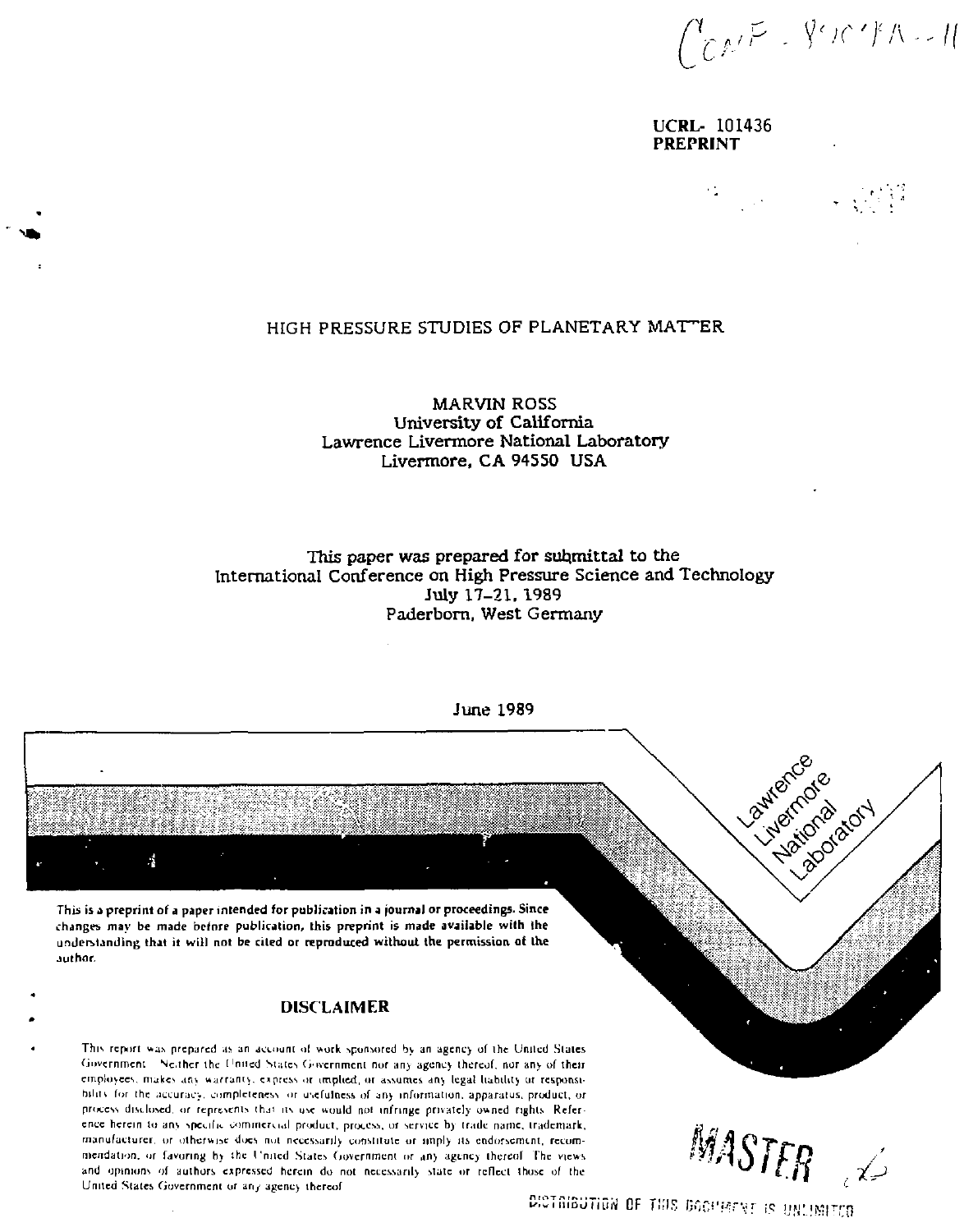CONF-890784--11

**UCRL- 101436**
**PREPRINT**

# HIGH PRESSURE STUDIES OF PLANETARY MATTER

MARVIN ROSS
University of California
Lawrence Livermore National Laboratory
Livermore, CA 94550 USA

This paper was prepared for submittal to the
International Conference on High Pressure Science and Technology
July 17-21, 1989
Paderborn, West Germany

June 1989

Lawrence Livermore National Laboratory

**This is a preprint of a paper intended for publication in a journal or proceedings. Since changes may be made before publication, this preprint is made available with the understanding that it will not be cited or reproduced without the permission of the author.**

## DISCLAIMER

This report was prepared as an account of work sponsored by an agency of the United States Government. Neither the United States Government nor any agency thereof, nor any of their employees, makes any warranty, express or implied, or assumes any legal liability or responsibility for the accuracy, completeness, or usefulness of any information, apparatus, product, or process disclosed, or represents that its use would not infringe privately owned rights. Reference herein to any specific commercial product, process, or service by trade name, trademark, manufacturer, or otherwise does not necessarily constitute or imply its endorsement, recommendation, or favoring by the United States Government or any agency thereof. The views and opinions of authors expressed herein do not necessarily state or reflect those of the United States Government or any agency thereof.

MASTER

DISTRIBUTION OF THIS DOCUMENT IS UNLIMITED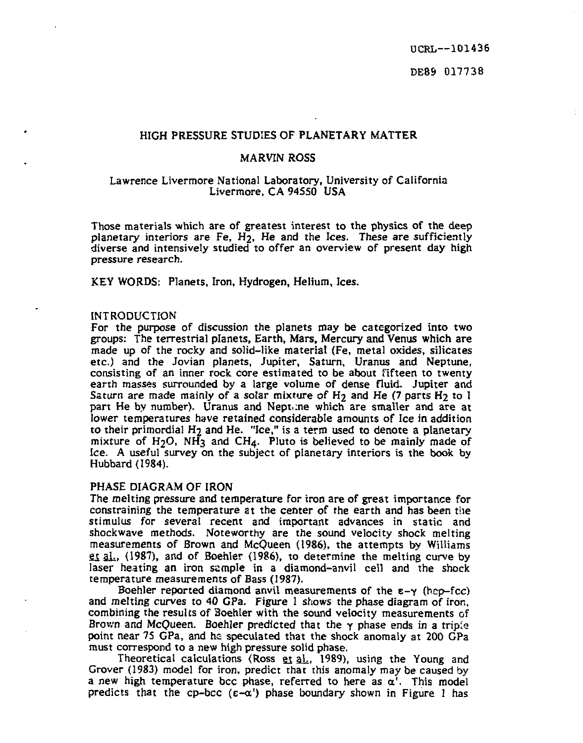UCRL--101436

DE89 017738

# HIGH PRESSURE STUDIES OF PLANETARY MATTER

MARVIN ROSS

Lawrence Livermore National Laboratory, University of California
Livermore, CA 94550 USA

Those materials which are of greatest interest to the physics of the deep planetary interiors are Fe, $H_2$, He and the Ices. These are sufficiently diverse and intensively studied to offer an overview of present day high pressure research.

KEY WORDS: Planets, Iron, Hydrogen, Helium, Ices.

## INTRODUCTION

For the purpose of discussion the planets may be categorized into two groups: The terrestrial planets, Earth, Mars, Mercury and Venus which are made up of the rocky and solid-like material (Fe, metal oxides, silicates etc.) and the Jovian planets, Jupiter, Saturn, Uranus and Neptune, consisting of an inner rock core estimated to be about fifteen to twenty earth masses surrounded by a large volume of dense fluid. Jupiter and Saturn are made mainly of a solar mixture of $H_2$ and He (7 parts $H_2$ to 1 part He by number). Uranus and Neptune which are smaller and are at lower temperatures have retained considerable amounts of Ice in addition to their primordial $H_2$ and He. "Ice," is a term used to denote a planetary mixture of $H_2O$, $NH_3$ and $CH_4$. Pluto is believed to be mainly made of Ice. A useful survey on the subject of planetary interiors is the book by Hubbard (1984).

## PHASE DIAGRAM OF IRON

The melting pressure and temperature for iron are of great importance for constraining the temperature at the center of the earth and has been the stimulus for several recent and important advances in static and shockwave methods. Noteworthy are the sound velocity shock melting measurements of Brown and McQueen (1986), the attempts by Williams et al., (1987), and of Boehler (1986), to determine the melting curve by laser heating an iron sample in a diamond-anvil cell and the shock temperature measurements of Bass (1987).

Boehler reported diamond anvil measurements of the $\varepsilon$-$\gamma$ (hcp-fcc) and melting curves to 40 GPa. Figure 1 shows the phase diagram of iron, combining the results of Boehler with the sound velocity measurements of Brown and McQueen. Boehler predicted that the $\gamma$ phase ends in a triple point near 75 GPa, and he speculated that the shock anomaly at 200 GPa must correspond to a new high pressure solid phase.

Theoretical calculations (Ross et al., 1989), using the Young and Grover (1983) model for iron, predict that this anomaly may be caused by a new high temperature bcc phase, referred to here as $\alpha'$. This model predicts that the cp-bcc ($\varepsilon$-$\alpha'$) phase boundary shown in Figure 1 has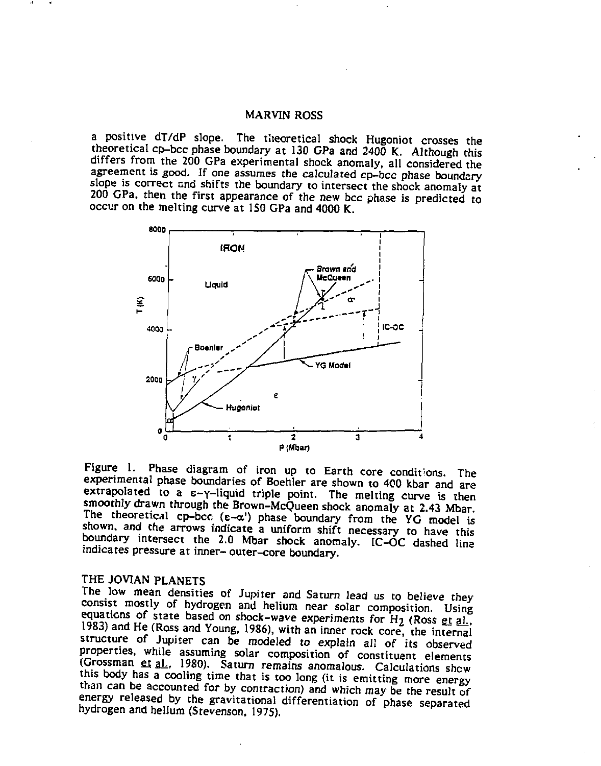a positive dT/dP slope. The theoretical shock Hugoniot crosses the theoretical cp–bcc phase boundary at 130 GPa and 2400 K. Although this differs from the 200 GPa experimental shock anomaly, all considered the agreement is good. If one assumes the calculated cp–bcc phase boundary slope is correct and shifts the boundary to intersect the shock anomaly at 200 GPa, then the first appearance of the new bcc phase is predicted to occur on the melting curve at 150 GPa and 4000 K.

Figure 1. Phase diagram of iron up to Earth core conditions. The experimental phase boundaries of Boehler are shown to 400 kbar and are extrapolated to a $\varepsilon$–$\gamma$–liquid triple point. The melting curve is then smoothly drawn through the Brown–McQueen shock anomaly at 2.43 Mbar. The theoretical cp–bcc ($\varepsilon$–$\alpha'$) phase boundary from the YG model is shown, and the arrows indicate a uniform shift necessary to have this boundary intersect the 2.0 Mbar shock anomaly. IC–OC dashed line indicates pressure at inner– outer-core boundary.

## THE JOVIAN PLANETS

The low mean densities of Jupiter and Saturn lead us to believe they consist mostly of hydrogen and helium near solar composition. Using equations of state based on shock-wave experiments for $H_2$ (Ross et al., 1983) and He (Ross and Young, 1986), with an inner rock core, the internal structure of Jupiter can be modeled to explain all of its observed properties, while assuming solar composition of constituent elements (Grossman et al., 1980). Saturn remains anomalous. Calculations show this body has a cooling time that is too long (it is emitting more energy than can be accounted for by contraction) and which may be the result of energy released by the gravitational differentiation of phase separated hydrogen and helium (Stevenson, 1975).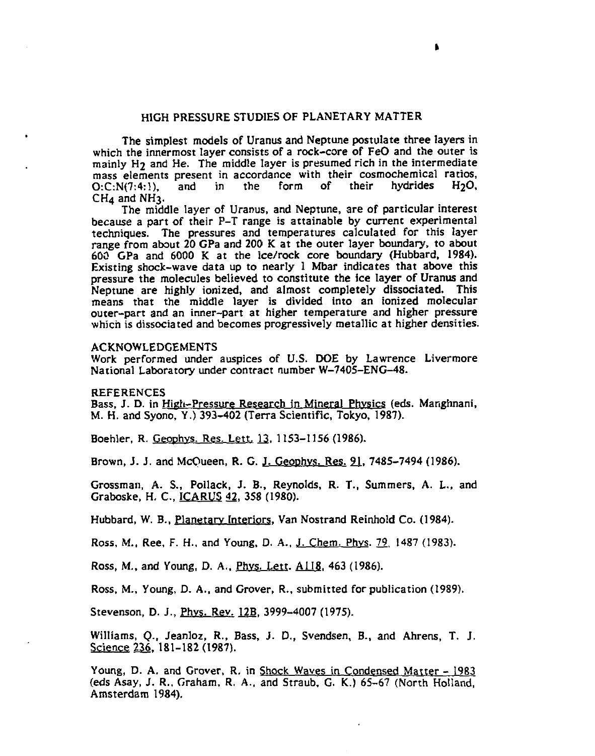# HIGH PRESSURE STUDIES OF PLANETARY MATTER

The simplest models of Uranus and Neptune postulate three layers in which the innermost layer consists of a rock-core of FeO and the outer is mainly $H_2$ and He. The middle layer is presumed rich in the intermediate mass elements present in accordance with their cosmochemical ratios, O:C:N(7:4:1), and in the form of their hydrides $H_2O$, $CH_4$ and $NH_3$.

The middle layer of Uranus, and Neptune, are of particular interest because a part of their P–T range is attainable by current experimental techniques. The pressures and temperatures calculated for this layer range from about 20 GPa and 200 K at the outer layer boundary, to about 600 GPa and 6000 K at the ice/rock core boundary (Hubbard, 1984). Existing shock-wave data up to nearly 1 Mbar indicates that above this pressure the molecules believed to constitute the ice layer of Uranus and Neptune are highly ionized, and almost completely dissociated. This means that the middle layer is divided into an ionized molecular outer-part and an inner-part at higher temperature and higher pressure which is dissociated and becomes progressively metallic at higher densities.

## ACKNOWLEDGEMENTS

Work performed under auspices of U.S. DOE by Lawrence Livermore National Laboratory under contract number W-7405-ENG-48.

## REFERENCES

Bass, J. D. in High-Pressure Research in Mineral Physics (eds. Manghnani, M. H. and Syono, Y.) 393-402 (Terra Scientific, Tokyo, 1987).

Boehler, R. Geophys. Res. Lett. 13, 1153-1156 (1986).

Brown, J. J. and McQueen, R. G. J. Geophys. Res. 91, 7485-7494 (1986).

Grossman, A. S., Pollack, J. B., Reynolds, R. T., Summers, A. L., and Graboske, H. C., ICARUS 42, 358 (1980).

Hubbard, W. B., Planetary Interiors, Van Nostrand Reinhold Co. (1984).

Ross, M., Ree, F. H., and Young, D. A., J. Chem. Phys. 79, 1487 (1983).

Ross, M., and Young, D. A., Phys. Lett. A118, 463 (1986).

Ross, M., Young, D. A., and Grover, R., submitted for publication (1989).

Stevenson, D. J., Phys. Rev. 12B, 3999-4007 (1975).

Williams, Q., Jeanloz, R., Bass, J. D., Svendsen, B., and Ahrens, T. J. Science 236, 181-182 (1987).

Young, D. A. and Grover, R. in Shock Waves in Condensed Matter - 1983 (eds Asay, J. R., Graham, R. A., and Straub, G. K.) 65-67 (North Holland, Amsterdam 1984).